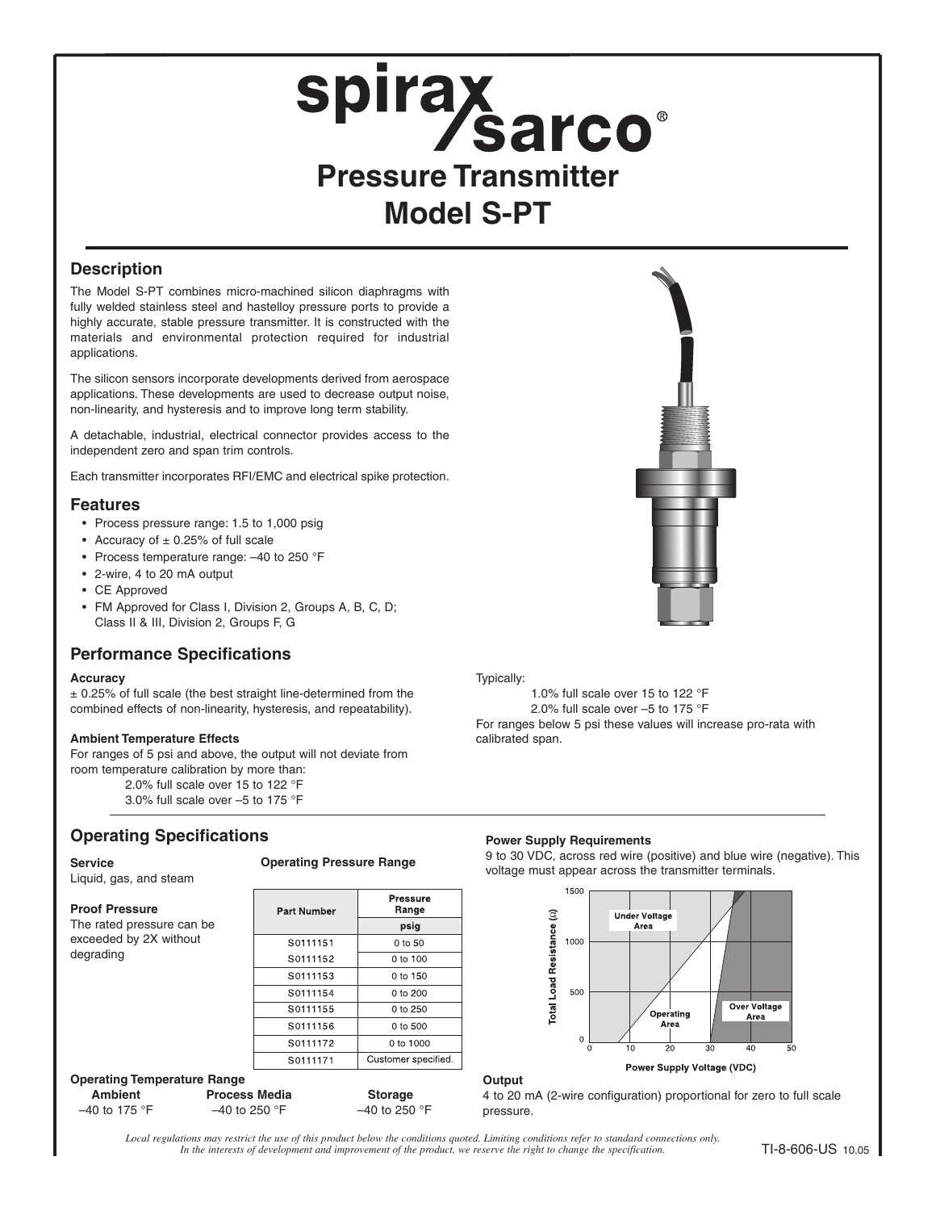# Pressure Transmitter
# Model S-PT

## Description

The Model S-PT combines micro-machined silicon diaphragms with fully welded stainless steel and hastelloy pressure ports to provide a highly accurate, stable pressure transmitter. It is constructed with the materials and environmental protection required for industrial applications.

The silicon sensors incorporate developments derived from aerospace applications. These developments are used to decrease output noise, non-linearity, and hysteresis and to improve long term stability.

A detachable, industrial, electrical connector provides access to the independent zero and span trim controls.

Each transmitter incorporates RFI/EMC and electrical spike protection.

## Features

- Process pressure range: 1.5 to 1,000 psig
- Accuracy of ± 0.25% of full scale
- Process temperature range: –40 to 250 °F
- 2-wire, 4 to 20 mA output
- CE Approved
- FM Approved for Class I, Division 2, Groups A, B, C, D; Class II & III, Division 2, Groups F, G

## Performance Specifications

**Accuracy**

± 0.25% of full scale (the best straight line-determined from the combined effects of non-linearity, hysteresis, and repeatability).

**Ambient Temperature Effects**

For ranges of 5 psi and above, the output will not deviate from room temperature calibration by more than:

2.0% full scale over 15 to 122 °F
3.0% full scale over –5 to 175 °F

Typically:

1.0% full scale over 15 to 122 °F
2.0% full scale over –5 to 175 °F

For ranges below 5 psi these values will increase pro-rata with calibrated span.

## Operating Specifications

**Service**

Liquid, gas, and steam

**Proof Pressure**

The rated pressure can be exceeded by 2X without degrading

**Operating Pressure Range**

| Part Number | Pressure Range psig |
|---|---|
| S0111151 | 0 to 50 |
| S0111152 | 0 to 100 |
| S0111153 | 0 to 150 |
| S0111154 | 0 to 200 |
| S0111155 | 0 to 250 |
| S0111156 | 0 to 500 |
| S0111172 | 0 to 1000 |
| S0111171 | Customer specified. |

**Operating Temperature Range**

| Ambient | Process Media | Storage |
|---|---|---|
| –40 to 175 °F | –40 to 250 °F | –40 to 250 °F |

**Power Supply Requirements**

9 to 30 VDC, across red wire (positive) and blue wire (negative). This voltage must appear across the transmitter terminals.

Total Load Resistance (Ω) vs. Power Supply Voltage (VDC): Under Voltage Area, Operating Area, Over Voltage Area

**Output**

4 to 20 mA (2-wire configuration) proportional for zero to full scale pressure.

*Local regulations may restrict the use of this product below the conditions quoted. Limiting conditions refer to standard connections only. In the interests of development and improvement of the product, we reserve the right to change the specification.*

TI-8-606-US 10.05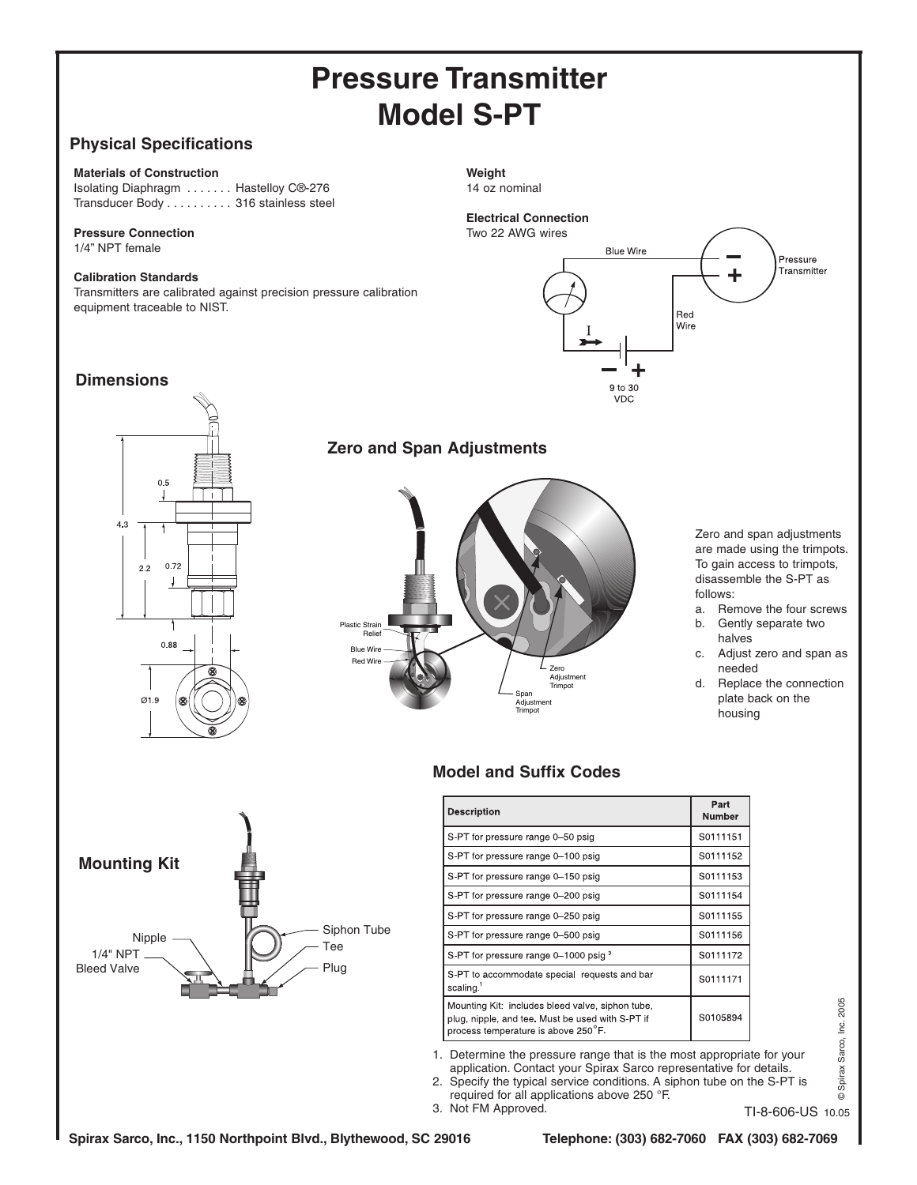# Pressure Transmitter
# Model S-PT

## Physical Specifications

**Materials of Construction**
Isolating Diaphragm . . . . . . . Hastelloy C®-276
Transducer Body . . . . . . . . . . 316 stainless steel

**Pressure Connection**
1/4" NPT female

**Calibration Standards**
Transmitters are calibrated against precision pressure calibration equipment traceable to NIST.

**Weight**
14 oz nominal

**Electrical Connection**
Two 22 AWG wires

Blue Wire
Pressure Transmitter
Red Wire
I
9 to 30 VDC

## Dimensions

0.5
4.3
2.2
0.72
0.88
Ø1.9

## Zero and Span Adjustments

Plastic Strain Relief
Blue Wire
Red Wire
Zero Adjustment Trimpot
Span Adjustment Trimpot

Zero and span adjustments are made using the trimpots. To gain access to trimpots, disassemble the S-PT as follows:

a. Remove the four screws
b. Gently separate two halves
c. Adjust zero and span as needed
d. Replace the connection plate back on the housing

## Mounting Kit

Nipple
1/4" NPT Bleed Valve
Siphon Tube
Tee
Plug

## Model and Suffix Codes

| Description | Part Number |
|---|---|
| S-PT for pressure range 0–50 psig | S0111151 |
| S-PT for pressure range 0–100 psig | S0111152 |
| S-PT for pressure range 0–150 psig | S0111153 |
| S-PT for pressure range 0–200 psig | S0111154 |
| S-PT for pressure range 0–250 psig | S0111155 |
| S-PT for pressure range 0–500 psig | S0111156 |
| S-PT for pressure range 0–1000 psig [3] | S0111172 |
| S-PT to accommodate special requests and bar scaling.[1] | S0111171 |
| Mounting Kit: includes bleed valve, siphon tube, plug, nipple, and tee. Must be used with S-PT if process temperature is above 250°F. | S0105894 |

1. Determine the pressure range that is the most appropriate for your application. Contact your Spirax Sarco representative for details.
2. Specify the typical service conditions. A siphon tube on the S-PT is required for all applications above 250 °F.
3. Not FM Approved.

© Spirax Sarco, Inc. 2005

TI-8-606-US 10.05

Spirax Sarco, Inc., 1150 Northpoint Blvd., Blythewood, SC 29016 Telephone: (303) 682-7060 FAX (303) 682-7069